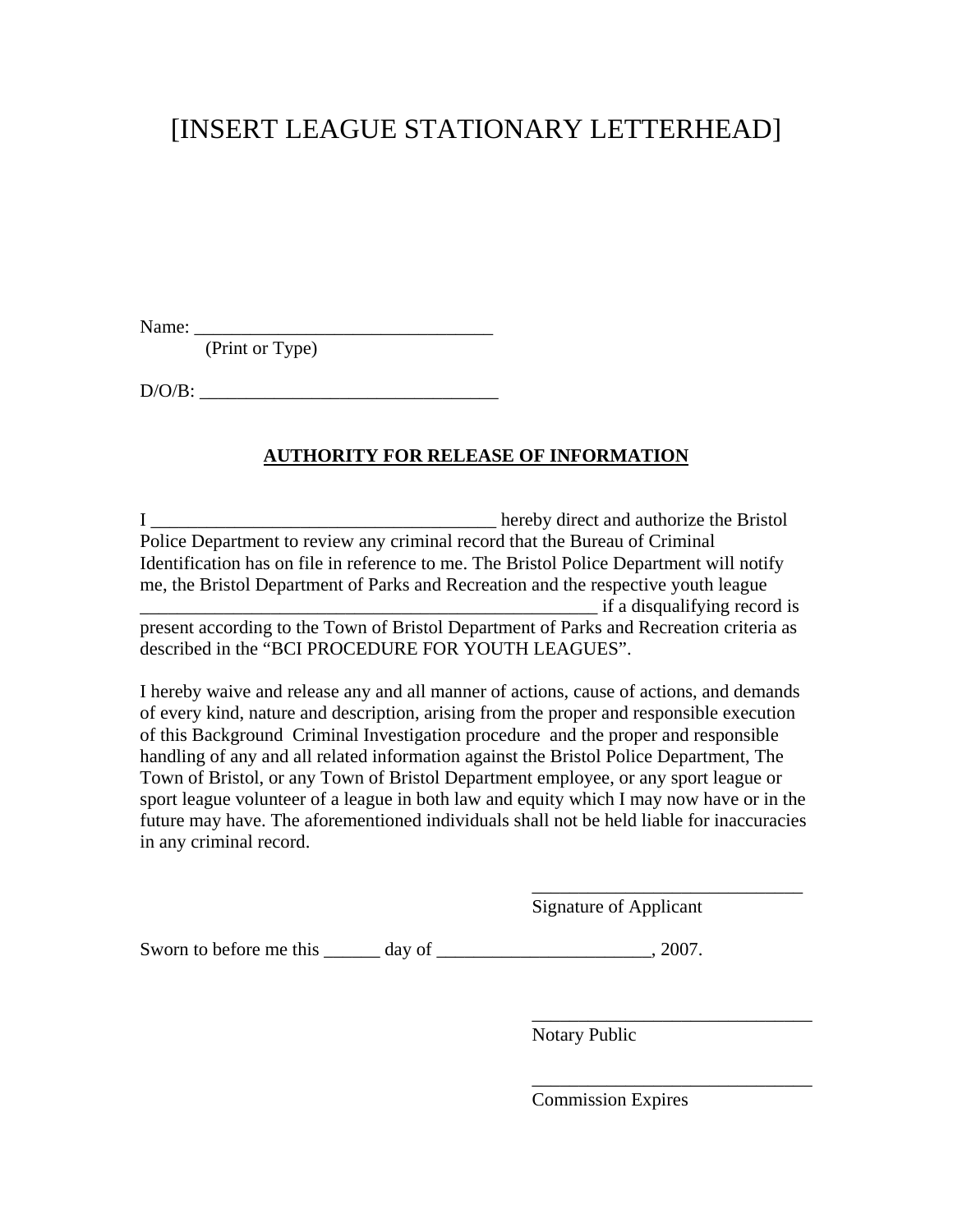# [INSERT LEAGUE STATIONARY LETTERHEAD]

Name: ________________________________
(Print or Type)

D/O/B: ________________________________

**AUTHORITY FOR RELEASE OF INFORMATION**

I _____________________________________ hereby direct and authorize the Bristol Police Department to review any criminal record that the Bureau of Criminal Identification has on file in reference to me. The Bristol Police Department will notify me, the Bristol Department of Parks and Recreation and the respective youth league __________________________________________________ if a disqualifying record is present according to the Town of Bristol Department of Parks and Recreation criteria as described in the "BCI PROCEDURE FOR YOUTH LEAGUES".

I hereby waive and release any and all manner of actions, cause of actions, and demands of every kind, nature and description, arising from the proper and responsible execution of this Background Criminal Investigation procedure and the proper and responsible handling of any and all related information against the Bristol Police Department, The Town of Bristol, or any Town of Bristol Department employee, or any sport league or sport league volunteer of a league in both law and equity which I may now have or in the future may have. The aforementioned individuals shall not be held liable for inaccuracies in any criminal record.

_____________________________
Signature of Applicant

Sworn to before me this ______ day of ______________________, 2007.

______________________________
Notary Public

______________________________
Commission Expires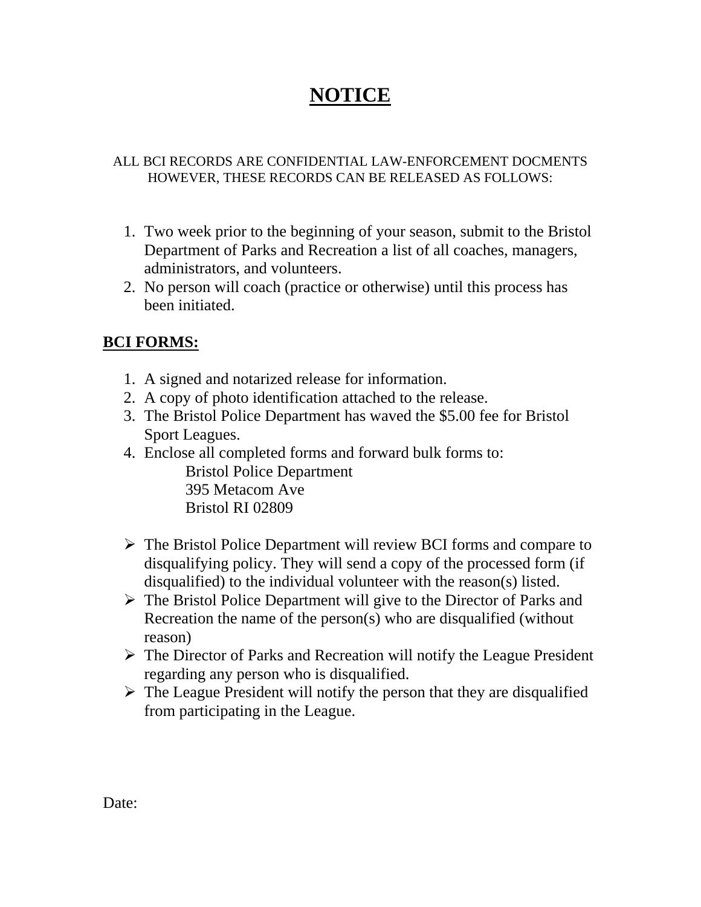# NOTICE

ALL BCI RECORDS ARE CONFIDENTIAL LAW-ENFORCEMENT DOCMENTS HOWEVER, THESE RECORDS CAN BE RELEASED AS FOLLOWS:

1. Two week prior to the beginning of your season, submit to the Bristol Department of Parks and Recreation a list of all coaches, managers, administrators, and volunteers.
2. No person will coach (practice or otherwise) until this process has been initiated.

**BCI FORMS:**

1. A signed and notarized release for information.
2. A copy of photo identification attached to the release.
3. The Bristol Police Department has waved the $5.00 fee for Bristol Sport Leagues.
4. Enclose all completed forms and forward bulk forms to:
   Bristol Police Department
   395 Metacom Ave
   Bristol RI 02809

- The Bristol Police Department will review BCI forms and compare to disqualifying policy. They will send a copy of the processed form (if disqualified) to the individual volunteer with the reason(s) listed.
- The Bristol Police Department will give to the Director of Parks and Recreation the name of the person(s) who are disqualified (without reason)
- The Director of Parks and Recreation will notify the League President regarding any person who is disqualified.
- The League President will notify the person that they are disqualified from participating in the League.

Date: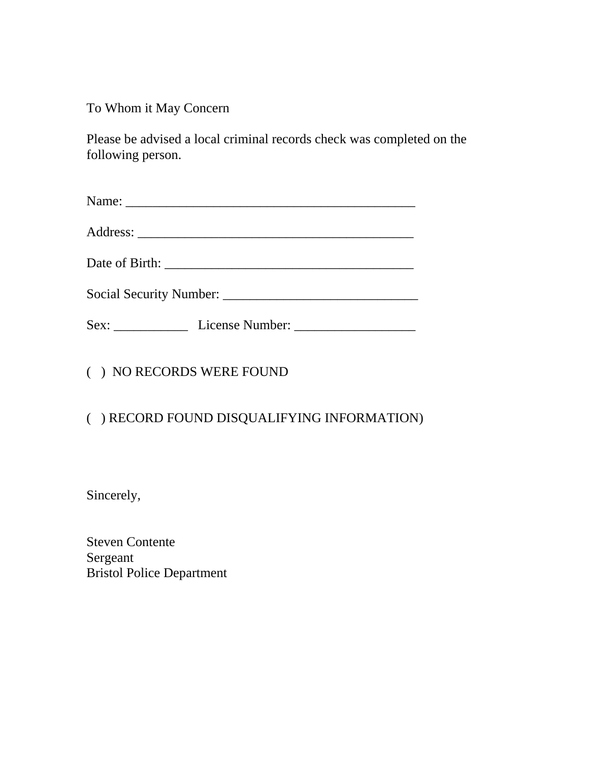To Whom it May Concern

Please be advised a local criminal records check was completed on the following person.

Name: _____________________________________________

Address: __________________________________________

Date of Birth: ______________________________________

Social Security Number: _____________________________

Sex: ___________   License Number: __________________

(   )  NO RECORDS WERE FOUND

(   ) RECORD FOUND DISQUALIFYING INFORMATION)

Sincerely,

Steven Contente
Sergeant
Bristol Police Department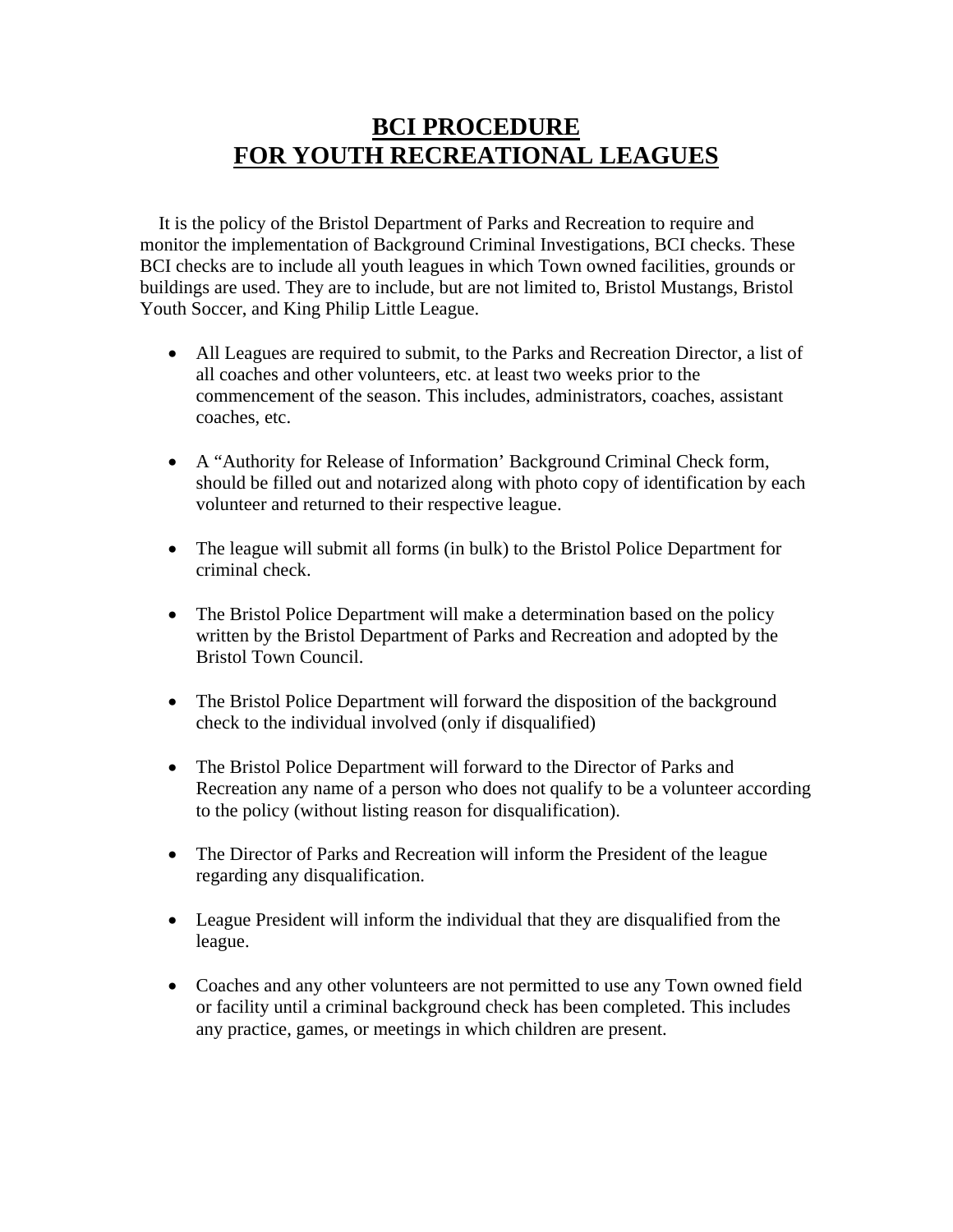# BCI PROCEDURE
# FOR YOUTH RECREATIONAL LEAGUES

It is the policy of the Bristol Department of Parks and Recreation to require and monitor the implementation of Background Criminal Investigations, BCI checks. These BCI checks are to include all youth leagues in which Town owned facilities, grounds or buildings are used. They are to include, but are not limited to, Bristol Mustangs, Bristol Youth Soccer, and King Philip Little League.

- All Leagues are required to submit, to the Parks and Recreation Director, a list of all coaches and other volunteers, etc. at least two weeks prior to the commencement of the season. This includes, administrators, coaches, assistant coaches, etc.

- A "Authority for Release of Information' Background Criminal Check form, should be filled out and notarized along with photo copy of identification by each volunteer and returned to their respective league.

- The league will submit all forms (in bulk) to the Bristol Police Department for criminal check.

- The Bristol Police Department will make a determination based on the policy written by the Bristol Department of Parks and Recreation and adopted by the Bristol Town Council.

- The Bristol Police Department will forward the disposition of the background check to the individual involved (only if disqualified)

- The Bristol Police Department will forward to the Director of Parks and Recreation any name of a person who does not qualify to be a volunteer according to the policy (without listing reason for disqualification).

- The Director of Parks and Recreation will inform the President of the league regarding any disqualification.

- League President will inform the individual that they are disqualified from the league.

- Coaches and any other volunteers are not permitted to use any Town owned field or facility until a criminal background check has been completed. This includes any practice, games, or meetings in which children are present.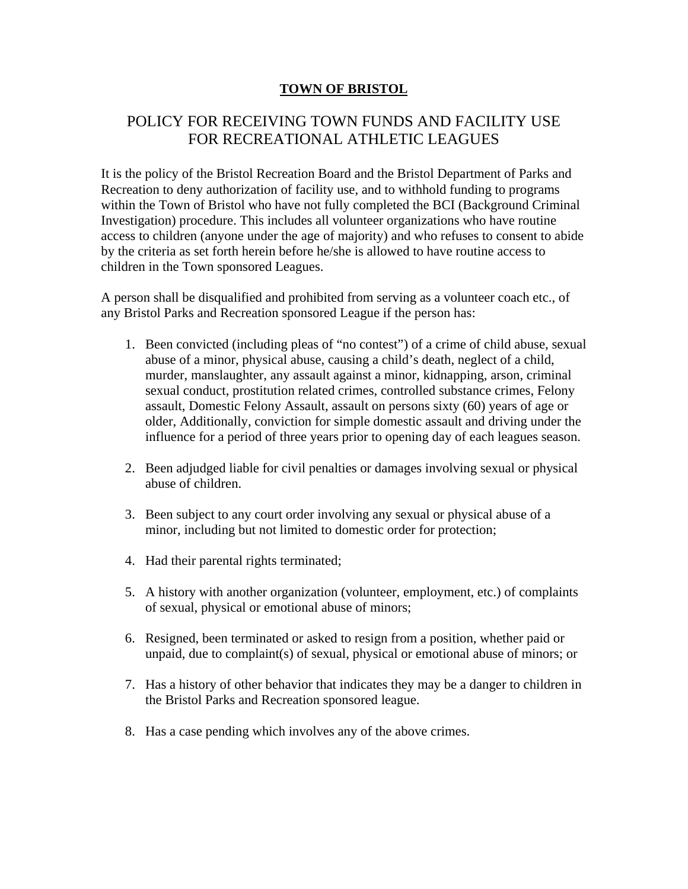**TOWN OF BRISTOL**

## POLICY FOR RECEIVING TOWN FUNDS AND FACILITY USE FOR RECREATIONAL ATHLETIC LEAGUES

It is the policy of the Bristol Recreation Board and the Bristol Department of Parks and Recreation to deny authorization of facility use, and to withhold funding to programs within the Town of Bristol who have not fully completed the BCI (Background Criminal Investigation) procedure. This includes all volunteer organizations who have routine access to children (anyone under the age of majority) and who refuses to consent to abide by the criteria as set forth herein before he/she is allowed to have routine access to children in the Town sponsored Leagues.

A person shall be disqualified and prohibited from serving as a volunteer coach etc., of any Bristol Parks and Recreation sponsored League if the person has:

1. Been convicted (including pleas of "no contest") of a crime of child abuse, sexual abuse of a minor, physical abuse, causing a child's death, neglect of a child, murder, manslaughter, any assault against a minor, kidnapping, arson, criminal sexual conduct, prostitution related crimes, controlled substance crimes, Felony assault, Domestic Felony Assault, assault on persons sixty (60) years of age or older, Additionally, conviction for simple domestic assault and driving under the influence for a period of three years prior to opening day of each leagues season.

2. Been adjudged liable for civil penalties or damages involving sexual or physical abuse of children.

3. Been subject to any court order involving any sexual or physical abuse of a minor, including but not limited to domestic order for protection;

4. Had their parental rights terminated;

5. A history with another organization (volunteer, employment, etc.) of complaints of sexual, physical or emotional abuse of minors;

6. Resigned, been terminated or asked to resign from a position, whether paid or unpaid, due to complaint(s) of sexual, physical or emotional abuse of minors; or

7. Has a history of other behavior that indicates they may be a danger to children in the Bristol Parks and Recreation sponsored league.

8. Has a case pending which involves any of the above crimes.